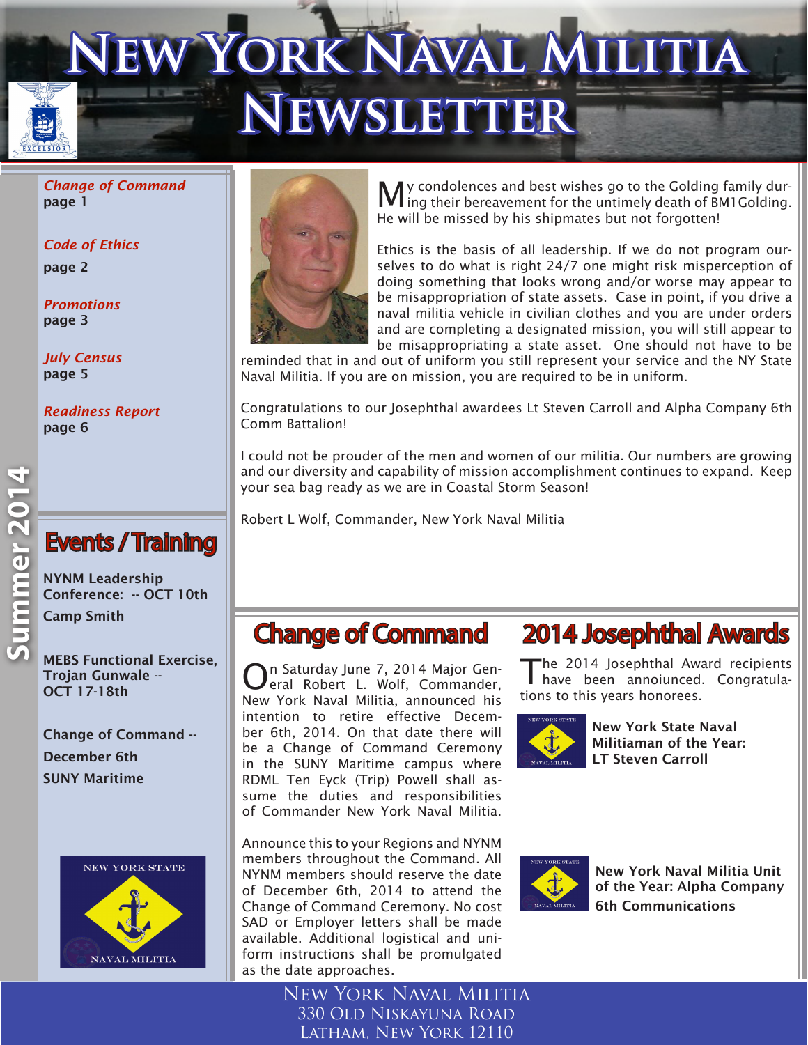# New York Naval Militia Newsletter

Summer 2014

*Change of Command*
page 1

*Code of Ethics*
page 2

*Promotions*
page 3

*July Census*
page 5

*Readiness Report*
page 6

## Events / Training

**NYNM Leadership Conference: -- OCT 10th**
**Camp Smith**

**MEBS Functional Exercise, Trojan Gunwale -- OCT 17-18th**

**Change of Command -- December 6th**
**SUNY Maritime**

My condolences and best wishes go to the Golding family during their bereavement for the untimely death of BM1Golding. He will be missed by his shipmates but not forgotten!

Ethics is the basis of all leadership. If we do not program ourselves to do what is right 24/7 one might risk misperception of doing something that looks wrong and/or worse may appear to be misappropriation of state assets. Case in point, if you drive a naval militia vehicle in civilian clothes and you are under orders and are completing a designated mission, you will still appear to be misappropriating a state asset. One should not have to be reminded that in and out of uniform you still represent your service and the NY State Naval Militia. If you are on mission, you are required to be in uniform.

Congratulations to our Josephthal awardees Lt Steven Carroll and Alpha Company 6th Comm Battalion!

I could not be prouder of the men and women of our militia. Our numbers are growing and our diversity and capability of mission accomplishment continues to expand. Keep your sea bag ready as we are in Coastal Storm Season!

Robert L Wolf, Commander, New York Naval Militia

## Change of Command

On Saturday June 7, 2014 Major General Robert L. Wolf, Commander, New York Naval Militia, announced his intention to retire effective December 6th, 2014. On that date there will be a Change of Command Ceremony in the SUNY Maritime campus where RDML Ten Eyck (Trip) Powell shall assume the duties and responsibilities of Commander New York Naval Militia.

Announce this to your Regions and NYNM members throughout the Command. All NYNM members should reserve the date of December 6th, 2014 to attend the Change of Command Ceremony. No cost SAD or Employer letters shall be made available. Additional logistical and uniform instructions shall be promulgated as the date approaches.

## 2014 Josephthal Awards

The 2014 Josephthal Award recipients have been annoiunced. Congratulations to this years honorees.

**New York State Naval Militiaman of the Year: LT Steven Carroll**

**New York Naval Militia Unit of the Year: Alpha Company 6th Communications**

New York Naval Militia
330 Old Niskayuna Road
Latham, New York 12110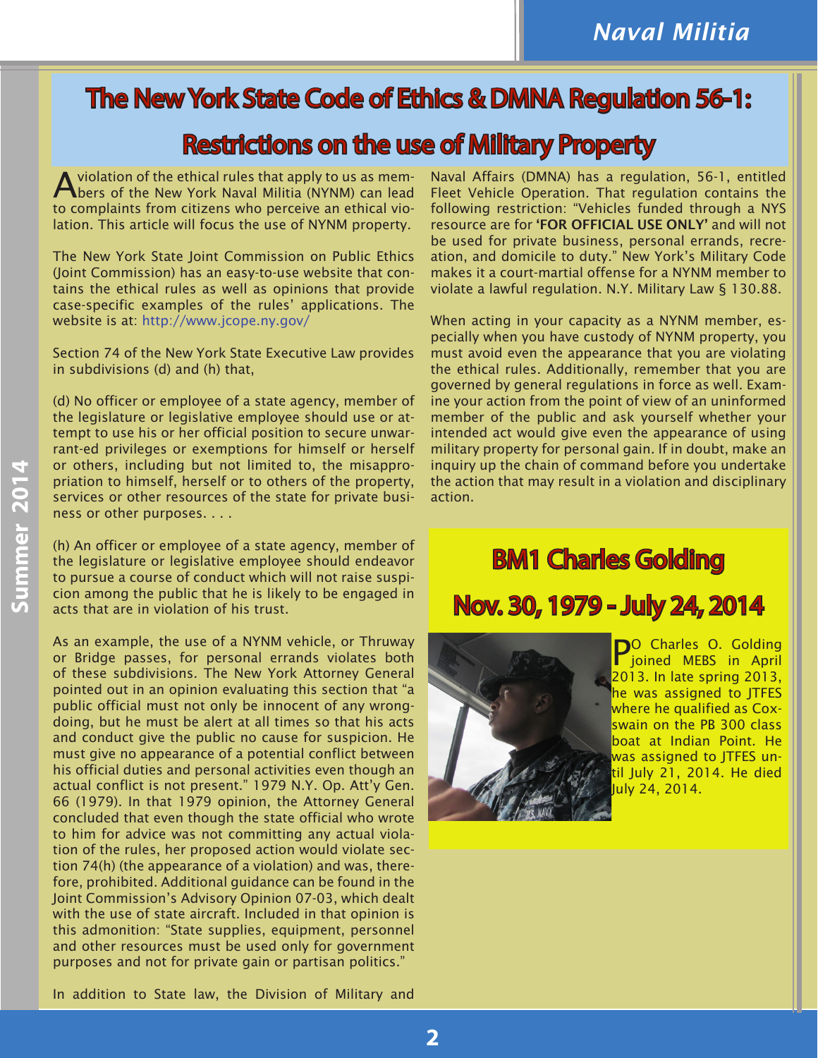# The New York State Code of Ethics & DMNA Regulation 56-1: Restrictions on the use of Military Property

A violation of the ethical rules that apply to us as members of the New York Naval Militia (NYNM) can lead to complaints from citizens who perceive an ethical violation. This article will focus the use of NYNM property.

The New York State Joint Commission on Public Ethics (Joint Commission) has an easy-to-use website that contains the ethical rules as well as opinions that provide case-specific examples of the rules' applications. The website is at: http://www.jcope.ny.gov/

Section 74 of the New York State Executive Law provides in subdivisions (d) and (h) that,

(d) No officer or employee of a state agency, member of the legislature or legislative employee should use or attempt to use his or her official position to secure unwarrant-ed privileges or exemptions for himself or herself or others, including but not limited to, the misappropriation to himself, herself or to others of the property, services or other resources of the state for private business or other purposes. . . .

(h) An officer or employee of a state agency, member of the legislature or legislative employee should endeavor to pursue a course of conduct which will not raise suspicion among the public that he is likely to be engaged in acts that are in violation of his trust.

As an example, the use of a NYNM vehicle, or Thruway or Bridge passes, for personal errands violates both of these subdivisions. The New York Attorney General pointed out in an opinion evaluating this section that "a public official must not only be innocent of any wrongdoing, but he must be alert at all times so that his acts and conduct give the public no cause for suspicion. He must give no appearance of a potential conflict between his official duties and personal activities even though an actual conflict is not present." 1979 N.Y. Op. Att'y Gen. 66 (1979). In that 1979 opinion, the Attorney General concluded that even though the state official who wrote to him for advice was not committing any actual violation of the rules, her proposed action would violate section 74(h) (the appearance of a violation) and was, therefore, prohibited. Additional guidance can be found in the Joint Commission's Advisory Opinion 07-03, which dealt with the use of state aircraft. Included in that opinion is this admonition: "State supplies, equipment, personnel and other resources must be used only for government purposes and not for private gain or partisan politics."

In addition to State law, the Division of Military and Naval Affairs (DMNA) has a regulation, 56-1, entitled Fleet Vehicle Operation. That regulation contains the following restriction: "Vehicles funded through a NYS resource are for **'FOR OFFICIAL USE ONLY'** and will not be used for private business, personal errands, recreation, and domicile to duty." New York's Military Code makes it a court-martial offense for a NYNM member to violate a lawful regulation. N.Y. Military Law § 130.88.

When acting in your capacity as a NYNM member, especially when you have custody of NYNM property, you must avoid even the appearance that you are violating the ethical rules. Additionally, remember that you are governed by general regulations in force as well. Examine your action from the point of view of an uninformed member of the public and ask yourself whether your intended act would give even the appearance of using military property for personal gain. If in doubt, make an inquiry up the chain of command before you undertake the action that may result in a violation and disciplinary action.

## BM1 Charles Golding

## Nov. 30, 1979 - July 24, 2014

PO Charles O. Golding joined MEBS in April 2013. In late spring 2013, he was assigned to JTFES where he qualified as Coxswain on the PB 300 class boat at Indian Point. He was assigned to JTFES until July 21, 2014. He died July 24, 2014.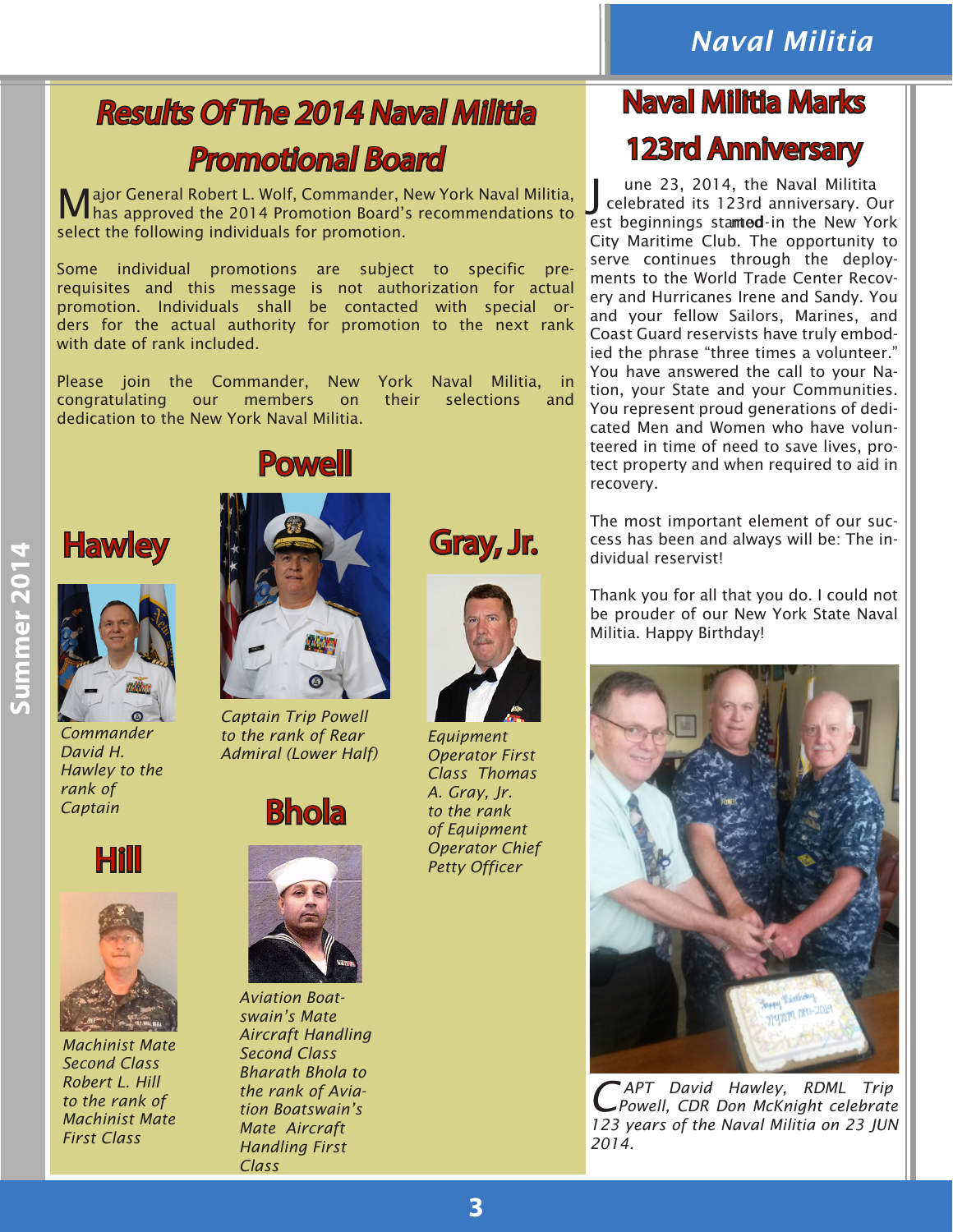# Results Of The 2014 Naval Militia Promotional Board

Major General Robert L. Wolf, Commander, New York Naval Militia, has approved the 2014 Promotion Board's recommendations to select the following individuals for promotion.

Some individual promotions are subject to specific pre-requisites and this message is not authorization for actual promotion. Individuals shall be contacted with special orders for the actual authority for promotion to the next rank with date of rank included.

Please join the Commander, New York Naval Militia, in congratulating our members on their selections and dedication to the New York Naval Militia.

## Hawley

*Commander David H. Hawley to the rank of Captain*

## Powell

*Captain Trip Powell to the rank of Rear Admiral (Lower Half)*

## Gray, Jr.

*Equipment Operator First Class Thomas A. Gray, Jr. to the rank of Equipment Operator Chief Petty Officer*

## Hill

*Machinist Mate Second Class Robert L. Hill to the rank of Machinist Mate First Class*

## Bhola

*Aviation Boatswain's Mate Aircraft Handling Second Class Bharath Bhola to the rank of Aviation Boatswain's Mate Aircraft Handling First Class*

# Naval Militia Marks 123rd Anniversary

June 23, 2014, the Naval Militita celebrated its 123rd anniversary. Our est beginnings started in the New York City Maritime Club. The opportunity to serve continues through the deployments to the World Trade Center Recovery and Hurricanes Irene and Sandy. You and your fellow Sailors, Marines, and Coast Guard reservists have truly embodied the phrase "three times a volunteer." You have answered the call to your Nation, your State and your Communities. You represent proud generations of dedicated Men and Women who have volunteered in time of need to save lives, protect property and when required to aid in recovery.

The most important element of our success has been and always will be: The individual reservist!

Thank you for all that you do. I could not be prouder of our New York State Naval Militia. Happy Birthday!

*CAPT David Hawley, RDML Trip Powell, CDR Don McKnight celebrate 123 years of the Naval Militia on 23 JUN 2014.*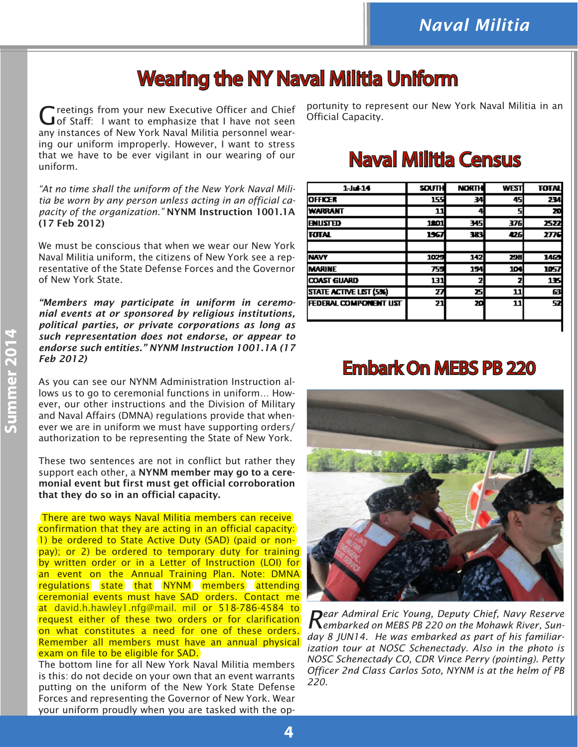# Wearing the NY Naval Militia Uniform

Greetings from your new Executive Officer and Chief of Staff: I want to emphasize that I have not seen any instances of New York Naval Militia personnel wearing our uniform improperly. However, I want to stress that we have to be ever vigilant in our wearing of our uniform.

*"At no time shall the uniform of the New York Naval Militia be worn by any person unless acting in an official capacity of the organization."* **NYNM Instruction 1001.1A (17 Feb 2012)**

We must be conscious that when we wear our New York Naval Militia uniform, the citizens of New York see a representative of the State Defense Forces and the Governor of New York State.

***"Members may participate in uniform in ceremonial events at or sponsored by religious institutions, political parties, or private corporations as long as such representation does not endorse, or appear to endorse such entities." NYNM Instruction 1001.1A (17 Feb 2012)***

As you can see our NYNM Administration Instruction allows us to go to ceremonial functions in uniform… However, our other instructions and the Division of Military and Naval Affairs (DMNA) regulations provide that whenever we are in uniform we must have supporting orders/ authorization to be representing the State of New York.

These two sentences are not in conflict but rather they support each other, a **NYNM member may go to a ceremonial event but first must get official corroboration that they do so in an official capacity.**

There are two ways Naval Militia members can receive confirmation that they are acting in an official capacity: 1) be ordered to State Active Duty (SAD) (paid or non-pay); or 2) be ordered to temporary duty for training by written order or in a Letter of Instruction (LOI) for an event on the Annual Training Plan. Note: DMNA regulations state that NYNM members attending ceremonial events must have SAD orders. Contact me at david.h.hawley1.nfg@mail. mil or 518-786-4584 to request either of these two orders or for clarification on what constitutes a need for one of these orders. Remember all members must have an annual physical exam on file to be eligible for SAD.

The bottom line for all New York Naval Militia members is this: do not decide on your own that an event warrants putting on the uniform of the New York State Defense Forces and representing the Governor of New York. Wear your uniform proudly when you are tasked with the opportunity to represent our New York Naval Militia in an Official Capacity.

# Naval Militia Census

| 1-Jul-14 | SOUTH | NORTH | WEST | TOTAL |
|---|---|---|---|---|
| OFFICER | 155 | 34 | 45 | 234 |
| WARRANT | 11 | 4 | 5 | 20 |
| ENLISTED | 1801 | 345 | 376 | 2522 |
| TOTAL | 1967 | 383 | 426 | 2776 |
| | | | | |
| NAVY | 1029 | 142 | 298 | 1469 |
| MARINE | 759 | 194 | 104 | 1057 |
| COAST GUARD | 131 | 2 | 2 | 135 |
| STATE ACTIVE LIST (5%) | 27 | 25 | 11 | 63 |
| FEDERAL COMPONENT LIST | 21 | 20 | 11 | 52 |

# Embark On MEBS PB 220

*Rear Admiral Eric Young, Deputy Chief, Navy Reserve embarked on MEBS PB 220 on the Mohawk River, Sunday 8 JUN14. He was embarked as part of his familiarization tour at NOSC Schenectady. Also in the photo is NOSC Schenectady CO, CDR Vince Perry (pointing). Petty Officer 2nd Class Carlos Soto, NYNM is at the helm of PB 220.*